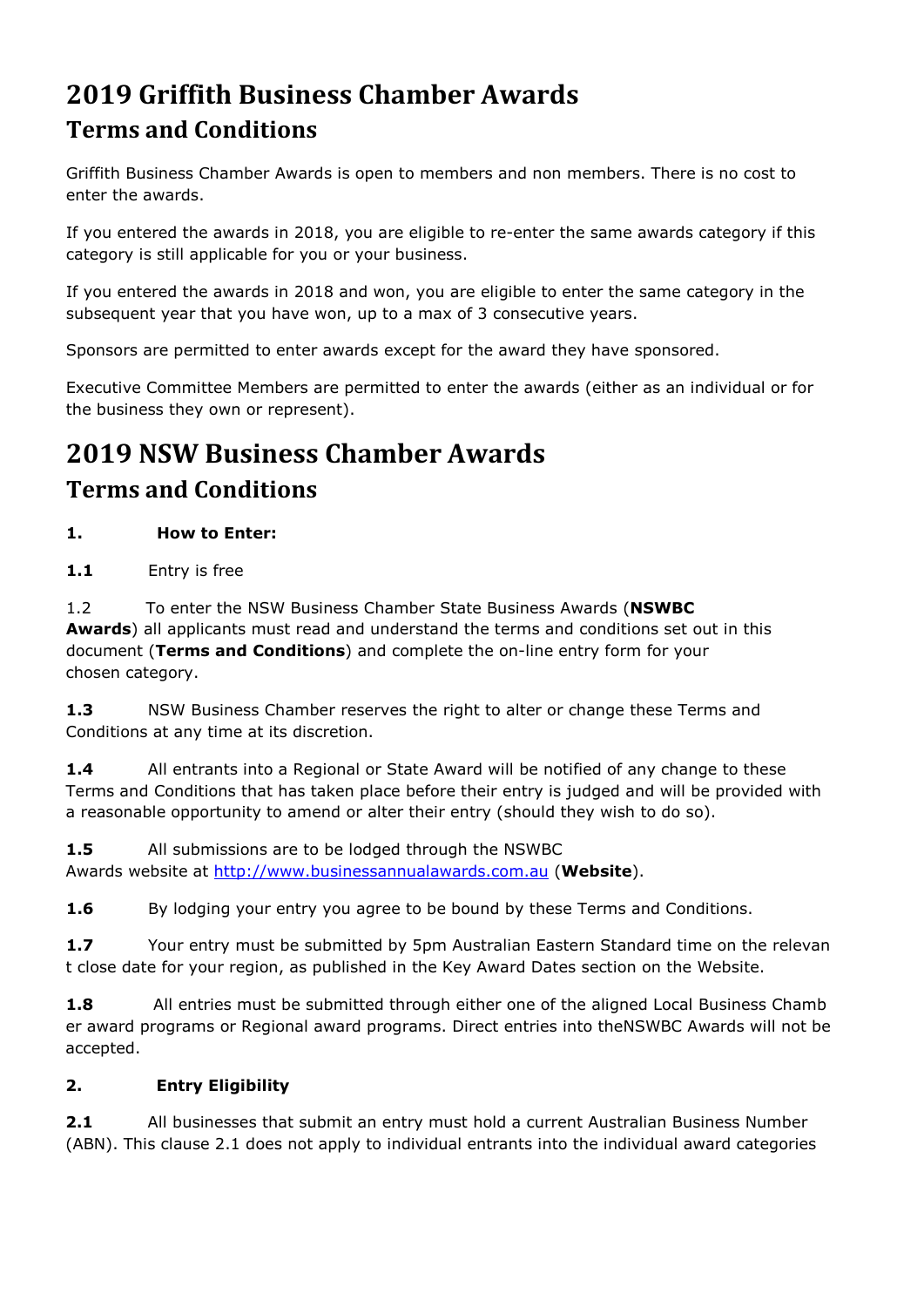# 2019 Griffith Business Chamber Awards

## Terms and Conditions

Griffith Business Chamber Awards is open to members and non members. There is no cost to enter the awards.

If you entered the awards in 2018, you are eligible to re-enter the same awards category if this category is still applicable for you or your business.

If you entered the awards in 2018 and won, you are eligible to enter the same category in the subsequent year that you have won, up to a max of 3 consecutive years.

Sponsors are permitted to enter awards except for the award they have sponsored.

Executive Committee Members are permitted to enter the awards (either as an individual or for the business they own or represent).

# 2019 NSW Business Chamber Awards

## Terms and Conditions

**1. How to Enter:**

**1.1** Entry is free

1.2 To enter the NSW Business Chamber State Business Awards (**NSWBC Awards**) all applicants must read and understand the terms and conditions set out in this document (**Terms and Conditions**) and complete the on-line entry form for your chosen category.

**1.3** NSW Business Chamber reserves the right to alter or change these Terms and Conditions at any time at its discretion.

**1.4** All entrants into a Regional or State Award will be notified of any change to these Terms and Conditions that has taken place before their entry is judged and will be provided with a reasonable opportunity to amend or alter their entry (should they wish to do so).

**1.5** All submissions are to be lodged through the NSWBC Awards website at http://www.businessannualawards.com.au (**Website**).

**1.6** By lodging your entry you agree to be bound by these Terms and Conditions.

**1.7** Your entry must be submitted by 5pm Australian Eastern Standard time on the relevant close date for your region, as published in the Key Award Dates section on the Website.

**1.8** All entries must be submitted through either one of the aligned Local Business Chamber award programs or Regional award programs. Direct entries into theNSWBC Awards will not be accepted.

**2. Entry Eligibility**

**2.1** All businesses that submit an entry must hold a current Australian Business Number (ABN). This clause 2.1 does not apply to individual entrants into the individual award categories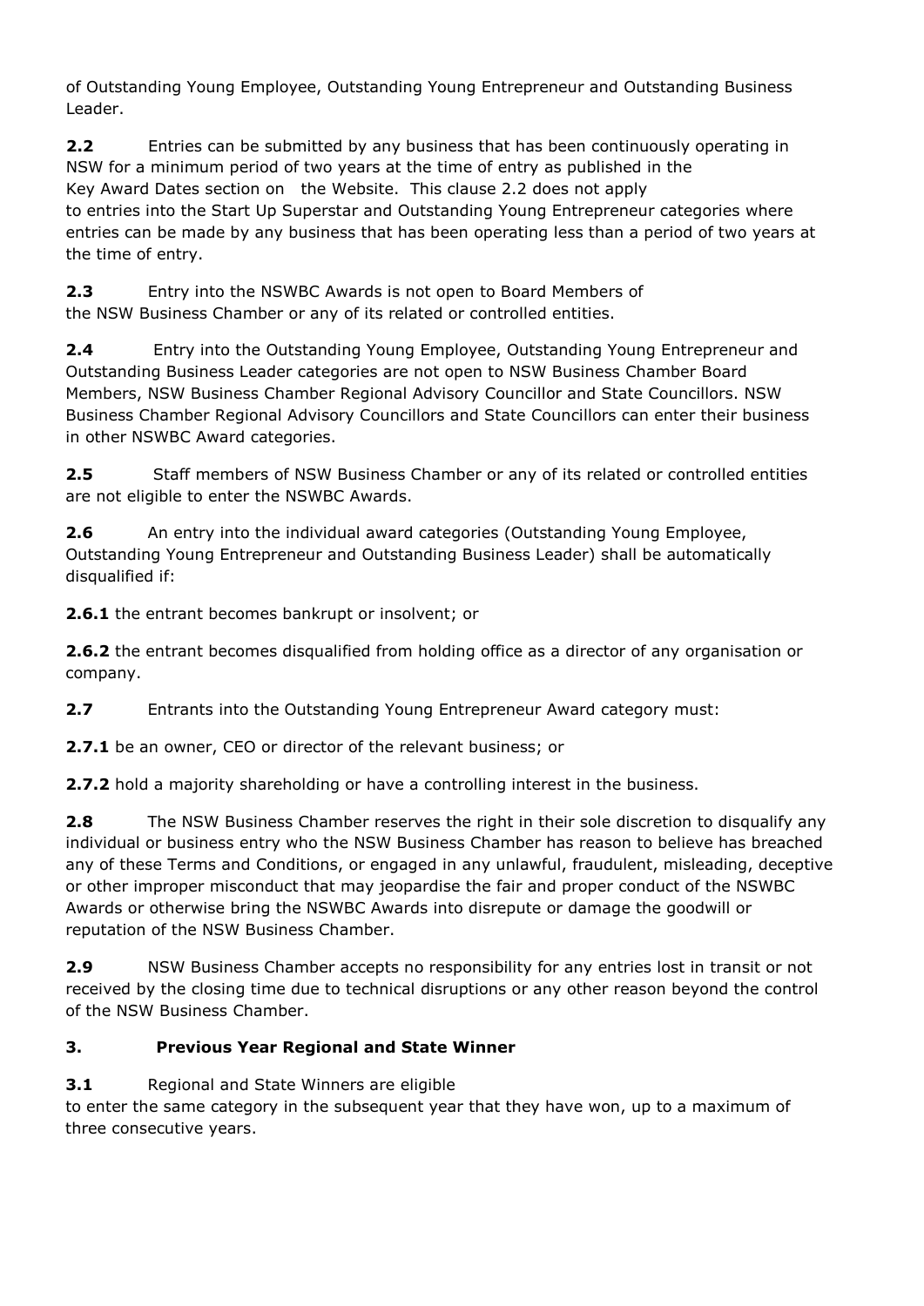of Outstanding Young Employee, Outstanding Young Entrepreneur and Outstanding Business Leader.

**2.2** Entries can be submitted by any business that has been continuously operating in NSW for a minimum period of two years at the time of entry as published in the Key Award Dates section on the Website. This clause 2.2 does not apply to entries into the Start Up Superstar and Outstanding Young Entrepreneur categories where entries can be made by any business that has been operating less than a period of two years at the time of entry.

**2.3** Entry into the NSWBC Awards is not open to Board Members of the NSW Business Chamber or any of its related or controlled entities.

**2.4** Entry into the Outstanding Young Employee, Outstanding Young Entrepreneur and Outstanding Business Leader categories are not open to NSW Business Chamber Board Members, NSW Business Chamber Regional Advisory Councillor and State Councillors. NSW Business Chamber Regional Advisory Councillors and State Councillors can enter their business in other NSWBC Award categories.

**2.5** Staff members of NSW Business Chamber or any of its related or controlled entities are not eligible to enter the NSWBC Awards.

**2.6** An entry into the individual award categories (Outstanding Young Employee, Outstanding Young Entrepreneur and Outstanding Business Leader) shall be automatically disqualified if:

**2.6.1** the entrant becomes bankrupt or insolvent; or

**2.6.2** the entrant becomes disqualified from holding office as a director of any organisation or company.

**2.7** Entrants into the Outstanding Young Entrepreneur Award category must:

**2.7.1** be an owner, CEO or director of the relevant business; or

**2.7.2** hold a majority shareholding or have a controlling interest in the business.

**2.8** The NSW Business Chamber reserves the right in their sole discretion to disqualify any individual or business entry who the NSW Business Chamber has reason to believe has breached any of these Terms and Conditions, or engaged in any unlawful, fraudulent, misleading, deceptive or other improper misconduct that may jeopardise the fair and proper conduct of the NSWBC Awards or otherwise bring the NSWBC Awards into disrepute or damage the goodwill or reputation of the NSW Business Chamber.

**2.9** NSW Business Chamber accepts no responsibility for any entries lost in transit or not received by the closing time due to technical disruptions or any other reason beyond the control of the NSW Business Chamber.

## 3. Previous Year Regional and State Winner

**3.1** Regional and State Winners are eligible to enter the same category in the subsequent year that they have won, up to a maximum of three consecutive years.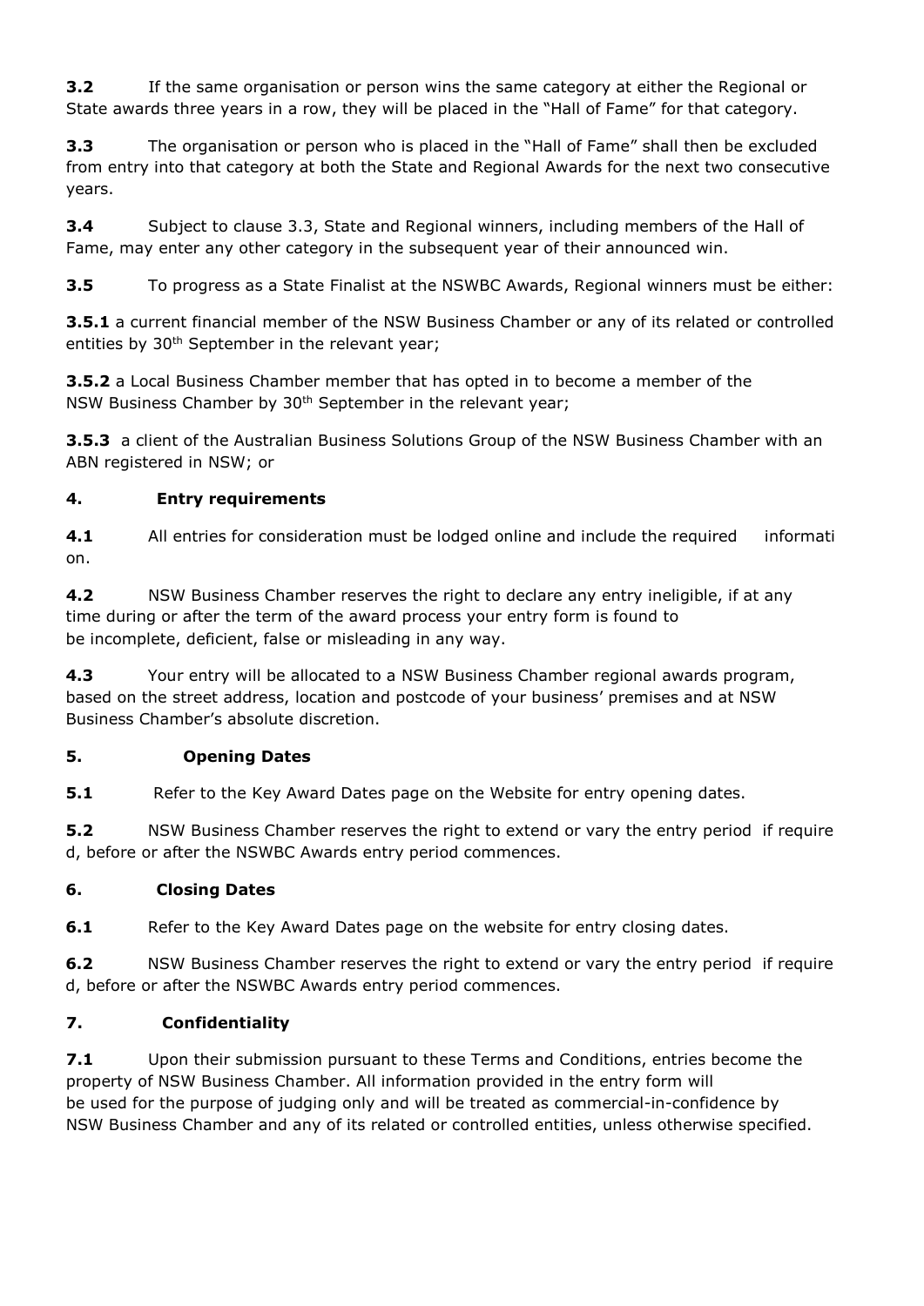**3.2** If the same organisation or person wins the same category at either the Regional or State awards three years in a row, they will be placed in the "Hall of Fame" for that category.

**3.3** The organisation or person who is placed in the "Hall of Fame" shall then be excluded from entry into that category at both the State and Regional Awards for the next two consecutive years.

**3.4** Subject to clause 3.3, State and Regional winners, including members of the Hall of Fame, may enter any other category in the subsequent year of their announced win.

**3.5** To progress as a State Finalist at the NSWBC Awards, Regional winners must be either:

**3.5.1** a current financial member of the NSW Business Chamber or any of its related or controlled entities by 30th September in the relevant year;

**3.5.2** a Local Business Chamber member that has opted in to become a member of the NSW Business Chamber by 30th September in the relevant year;

**3.5.3** a client of the Australian Business Solutions Group of the NSW Business Chamber with an ABN registered in NSW; or

## 4. Entry requirements

**4.1** All entries for consideration must be lodged online and include the required information.

**4.2** NSW Business Chamber reserves the right to declare any entry ineligible, if at any time during or after the term of the award process your entry form is found to be incomplete, deficient, false or misleading in any way.

**4.3** Your entry will be allocated to a NSW Business Chamber regional awards program, based on the street address, location and postcode of your business' premises and at NSW Business Chamber's absolute discretion.

## 5. Opening Dates

**5.1** Refer to the Key Award Dates page on the Website for entry opening dates.

**5.2** NSW Business Chamber reserves the right to extend or vary the entry period if required, before or after the NSWBC Awards entry period commences.

## 6. Closing Dates

**6.1** Refer to the Key Award Dates page on the website for entry closing dates.

**6.2** NSW Business Chamber reserves the right to extend or vary the entry period if required, before or after the NSWBC Awards entry period commences.

## 7. Confidentiality

**7.1** Upon their submission pursuant to these Terms and Conditions, entries become the property of NSW Business Chamber. All information provided in the entry form will be used for the purpose of judging only and will be treated as commercial-in-confidence by NSW Business Chamber and any of its related or controlled entities, unless otherwise specified.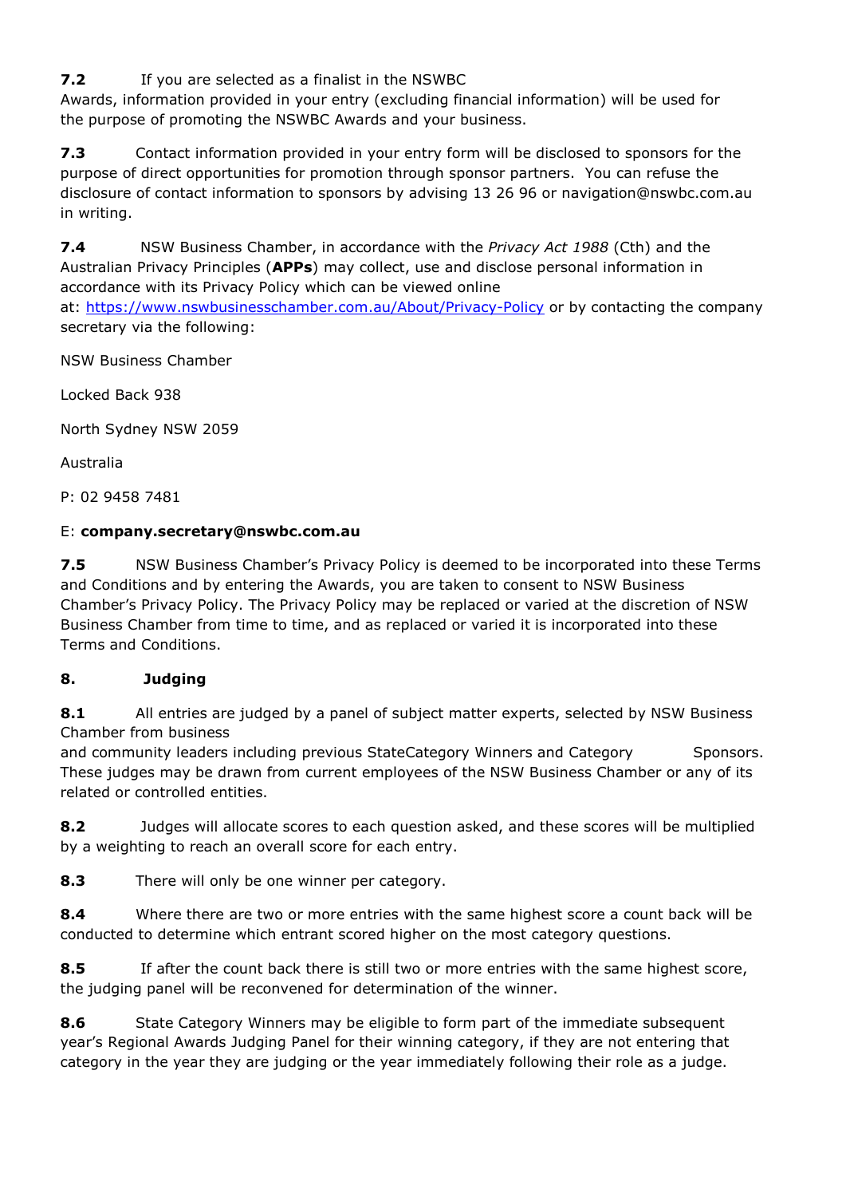**7.2** If you are selected as a finalist in the NSWBC Awards, information provided in your entry (excluding financial information) will be used for the purpose of promoting the NSWBC Awards and your business.

**7.3** Contact information provided in your entry form will be disclosed to sponsors for the purpose of direct opportunities for promotion through sponsor partners. You can refuse the disclosure of contact information to sponsors by advising 13 26 96 or navigation@nswbc.com.au in writing.

**7.4** NSW Business Chamber, in accordance with the *Privacy Act 1988* (Cth) and the Australian Privacy Principles (**APPs**) may collect, use and disclose personal information in accordance with its Privacy Policy which can be viewed online at: [https://www.nswbusinesschamber.com.au/About/Privacy-Policy](https://www.nswbusinesschamber.com.au/About/Privacy-Policy) or by contacting the company secretary via the following:

NSW Business Chamber

Locked Back 938

North Sydney NSW 2059

Australia

P: 02 9458 7481

E: **company.secretary@nswbc.com.au**

**7.5** NSW Business Chamber's Privacy Policy is deemed to be incorporated into these Terms and Conditions and by entering the Awards, you are taken to consent to NSW Business Chamber's Privacy Policy. The Privacy Policy may be replaced or varied at the discretion of NSW Business Chamber from time to time, and as replaced or varied it is incorporated into these Terms and Conditions.

**8. Judging**

**8.1** All entries are judged by a panel of subject matter experts, selected by NSW Business Chamber from business and community leaders including previous StateCategory Winners and Category Sponsors. These judges may be drawn from current employees of the NSW Business Chamber or any of its related or controlled entities.

**8.2** Judges will allocate scores to each question asked, and these scores will be multiplied by a weighting to reach an overall score for each entry.

**8.3** There will only be one winner per category.

**8.4** Where there are two or more entries with the same highest score a count back will be conducted to determine which entrant scored higher on the most category questions.

**8.5** If after the count back there is still two or more entries with the same highest score, the judging panel will be reconvened for determination of the winner.

**8.6** State Category Winners may be eligible to form part of the immediate subsequent year's Regional Awards Judging Panel for their winning category, if they are not entering that category in the year they are judging or the year immediately following their role as a judge.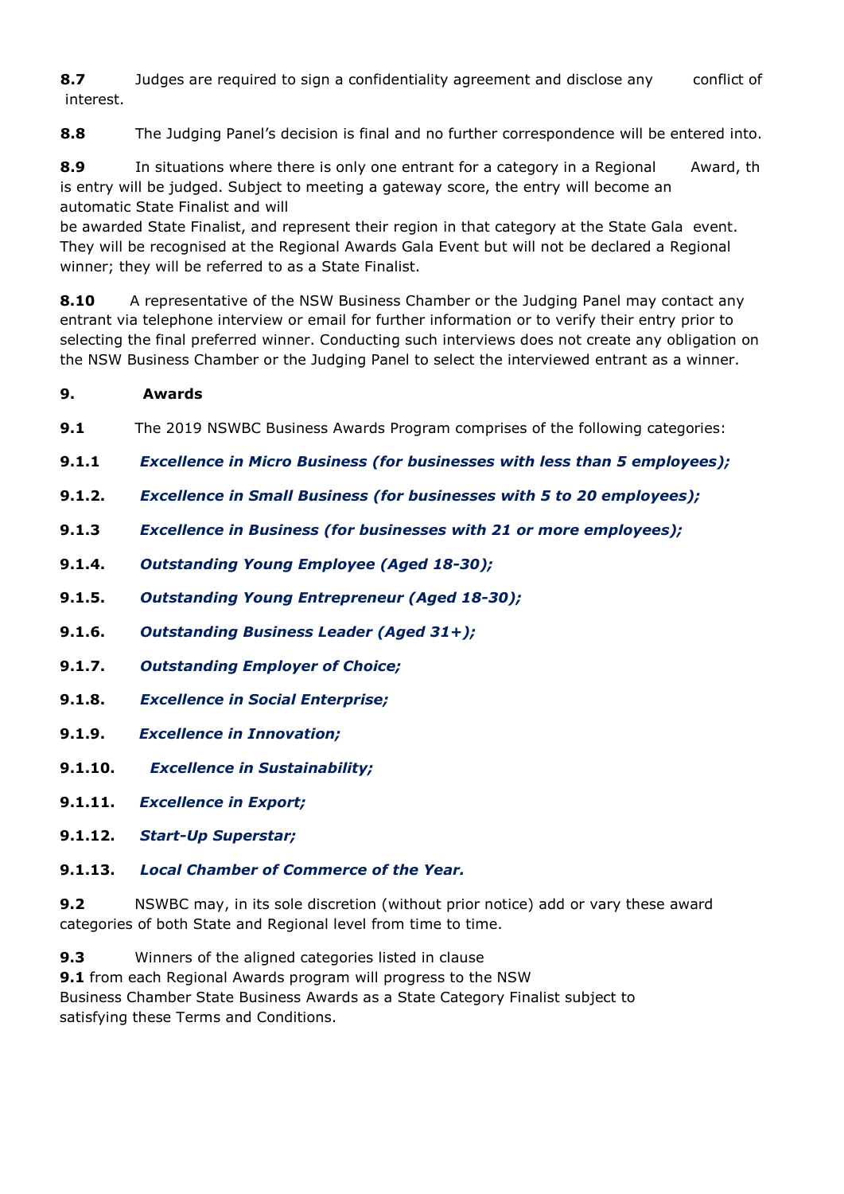**8.7** Judges are required to sign a confidentiality agreement and disclose any conflict of interest.

**8.8** The Judging Panel's decision is final and no further correspondence will be entered into.

**8.9** In situations where there is only one entrant for a category in a Regional Award, this entry will be judged. Subject to meeting a gateway score, the entry will become an automatic State Finalist and will be awarded State Finalist, and represent their region in that category at the State Gala event. They will be recognised at the Regional Awards Gala Event but will not be declared a Regional winner; they will be referred to as a State Finalist.

**8.10** A representative of the NSW Business Chamber or the Judging Panel may contact any entrant via telephone interview or email for further information or to verify their entry prior to selecting the final preferred winner. Conducting such interviews does not create any obligation on the NSW Business Chamber or the Judging Panel to select the interviewed entrant as a winner.

## 9. Awards

**9.1** The 2019 NSWBC Business Awards Program comprises of the following categories:

**9.1.1** ***Excellence in Micro Business (for businesses with less than 5 employees);***

**9.1.2.** ***Excellence in Small Business (for businesses with 5 to 20 employees);***

**9.1.3** ***Excellence in Business (for businesses with 21 or more employees);***

**9.1.4.** ***Outstanding Young Employee (Aged 18-30);***

**9.1.5.** ***Outstanding Young Entrepreneur (Aged 18-30);***

**9.1.6.** ***Outstanding Business Leader (Aged 31+);***

**9.1.7.** ***Outstanding Employer of Choice;***

**9.1.8.** ***Excellence in Social Enterprise;***

**9.1.9.** ***Excellence in Innovation;***

**9.1.10.** ***Excellence in Sustainability;***

**9.1.11.** ***Excellence in Export;***

**9.1.12.** ***Start-Up Superstar;***

**9.1.13.** ***Local Chamber of Commerce of the Year.***

**9.2** NSWBC may, in its sole discretion (without prior notice) add or vary these award categories of both State and Regional level from time to time.

**9.3** Winners of the aligned categories listed in clause **9.1** from each Regional Awards program will progress to the NSW Business Chamber State Business Awards as a State Category Finalist subject to satisfying these Terms and Conditions.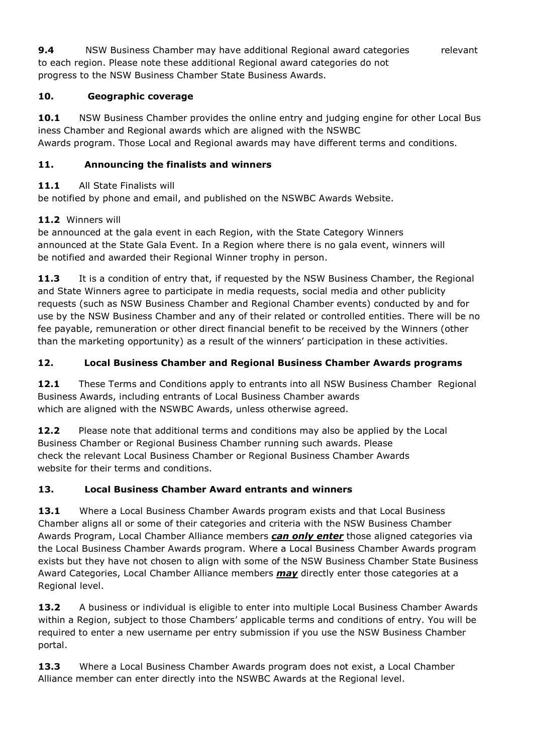**9.4** NSW Business Chamber may have additional Regional award categories relevant to each region. Please note these additional Regional award categories do not progress to the NSW Business Chamber State Business Awards.

## 10. Geographic coverage

**10.1** NSW Business Chamber provides the online entry and judging engine for other Local Business Chamber and Regional awards which are aligned with the NSWBC Awards program. Those Local and Regional awards may have different terms and conditions.

## 11. Announcing the finalists and winners

**11.1** All State Finalists will be notified by phone and email, and published on the NSWBC Awards Website.

**11.2** Winners will be announced at the gala event in each Region, with the State Category Winners announced at the State Gala Event. In a Region where there is no gala event, winners will be notified and awarded their Regional Winner trophy in person.

**11.3** It is a condition of entry that, if requested by the NSW Business Chamber, the Regional and State Winners agree to participate in media requests, social media and other publicity requests (such as NSW Business Chamber and Regional Chamber events) conducted by and for use by the NSW Business Chamber and any of their related or controlled entities. There will be no fee payable, remuneration or other direct financial benefit to be received by the Winners (other than the marketing opportunity) as a result of the winners' participation in these activities.

## 12. Local Business Chamber and Regional Business Chamber Awards programs

**12.1** These Terms and Conditions apply to entrants into all NSW Business Chamber Regional Business Awards, including entrants of Local Business Chamber awards which are aligned with the NSWBC Awards, unless otherwise agreed.

**12.2** Please note that additional terms and conditions may also be applied by the Local Business Chamber or Regional Business Chamber running such awards. Please check the relevant Local Business Chamber or Regional Business Chamber Awards website for their terms and conditions.

## 13. Local Business Chamber Award entrants and winners

**13.1** Where a Local Business Chamber Awards program exists and that Local Business Chamber aligns all or some of their categories and criteria with the NSW Business Chamber Awards Program, Local Chamber Alliance members ***can only enter*** those aligned categories via the Local Business Chamber Awards program. Where a Local Business Chamber Awards program exists but they have not chosen to align with some of the NSW Business Chamber State Business Award Categories, Local Chamber Alliance members ***may*** directly enter those categories at a Regional level.

**13.2** A business or individual is eligible to enter into multiple Local Business Chamber Awards within a Region, subject to those Chambers' applicable terms and conditions of entry. You will be required to enter a new username per entry submission if you use the NSW Business Chamber portal.

**13.3** Where a Local Business Chamber Awards program does not exist, a Local Chamber Alliance member can enter directly into the NSWBC Awards at the Regional level.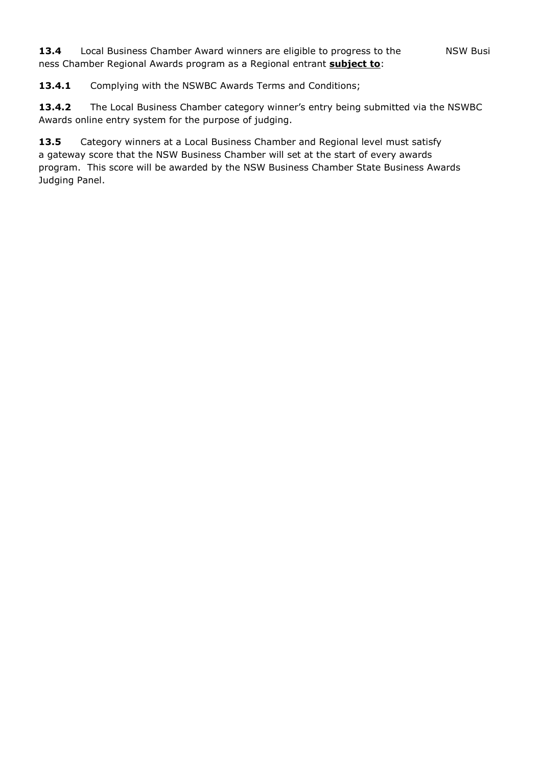**13.4** Local Business Chamber Award winners are eligible to progress to the NSW Business Chamber Regional Awards program as a Regional entrant **subject to**:

**13.4.1** Complying with the NSWBC Awards Terms and Conditions;

**13.4.2** The Local Business Chamber category winner's entry being submitted via the NSWBC Awards online entry system for the purpose of judging.

**13.5** Category winners at a Local Business Chamber and Regional level must satisfy a gateway score that the NSW Business Chamber will set at the start of every awards program. This score will be awarded by the NSW Business Chamber State Business Awards Judging Panel.